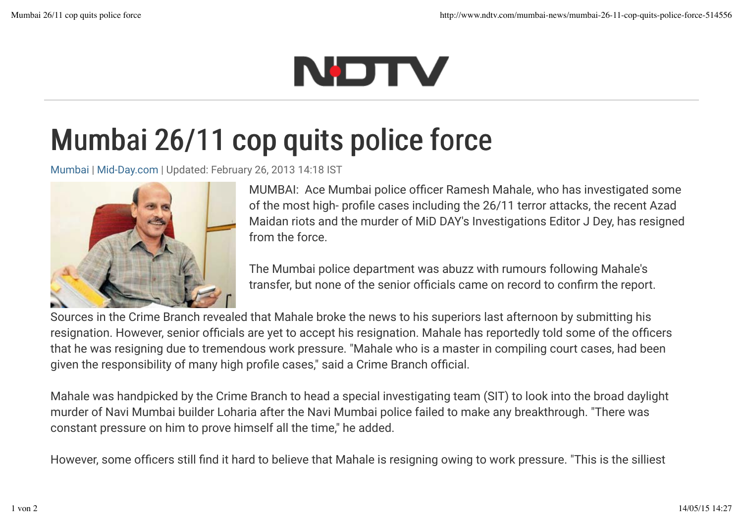# Mumbai 26/11 cop quits police force

Mumbai | Mid-Day.com | Updated: February 26, 2013 14:18 IST

MUMBAI: Ace Mumbai police officer Ramesh Mahale, who has investigated some of the most high- profile cases including the 26/11 terror attacks, the recent Azad Maidan riots and the murder of MiD DAY's Investigations Editor J Dey, has resigned from the force.

The Mumbai police department was abuzz with rumours following Mahale's transfer, but none of the senior officials came on record to confirm the report.

Sources in the Crime Branch revealed that Mahale broke the news to his superiors last afternoon by submitting his resignation. However, senior officials are yet to accept his resignation. Mahale has reportedly told some of the officers that he was resigning due to tremendous work pressure. "Mahale who is a master in compiling court cases, had been given the responsibility of many high profile cases," said a Crime Branch official.

Mahale was handpicked by the Crime Branch to head a special investigating team (SIT) to look into the broad daylight murder of Navi Mumbai builder Loharia after the Navi Mumbai police failed to make any breakthrough. "There was constant pressure on him to prove himself all the time," he added.

However, some officers still find it hard to believe that Mahale is resigning owing to work pressure. "This is the silliest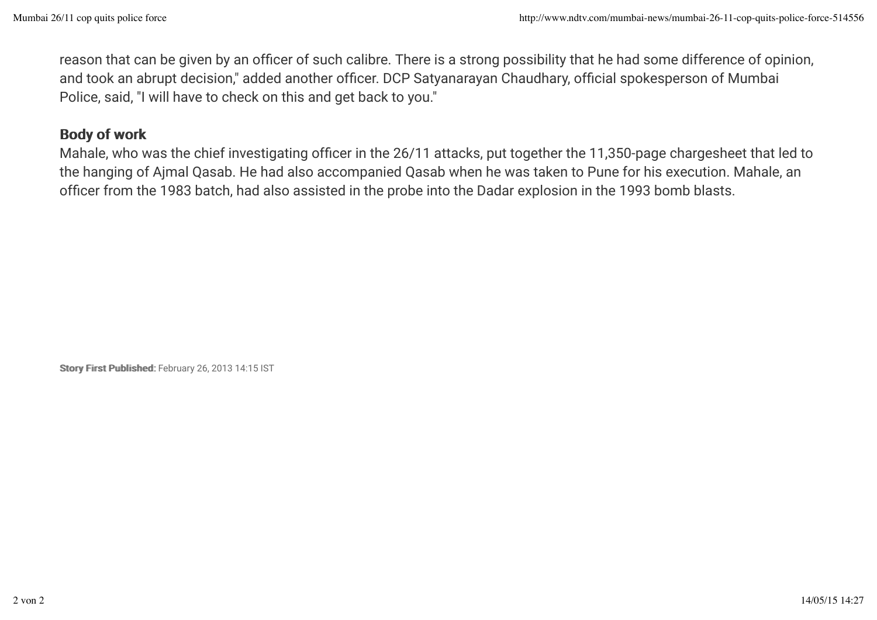reason that can be given by an officer of such calibre. There is a strong possibility that he had some difference of opinion, and took an abrupt decision," added another officer. DCP Satyanarayan Chaudhary, official spokesperson of Mumbai Police, said, "I will have to check on this and get back to you."

## Body of work

Mahale, who was the chief investigating officer in the 26/11 attacks, put together the 11,350-page chargesheet that led to the hanging of Ajmal Qasab. He had also accompanied Qasab when he was taken to Pune for his execution. Mahale, an officer from the 1983 batch, had also assisted in the probe into the Dadar explosion in the 1993 bomb blasts.

**Story First Published:** February 26, 2013 14:15 IST